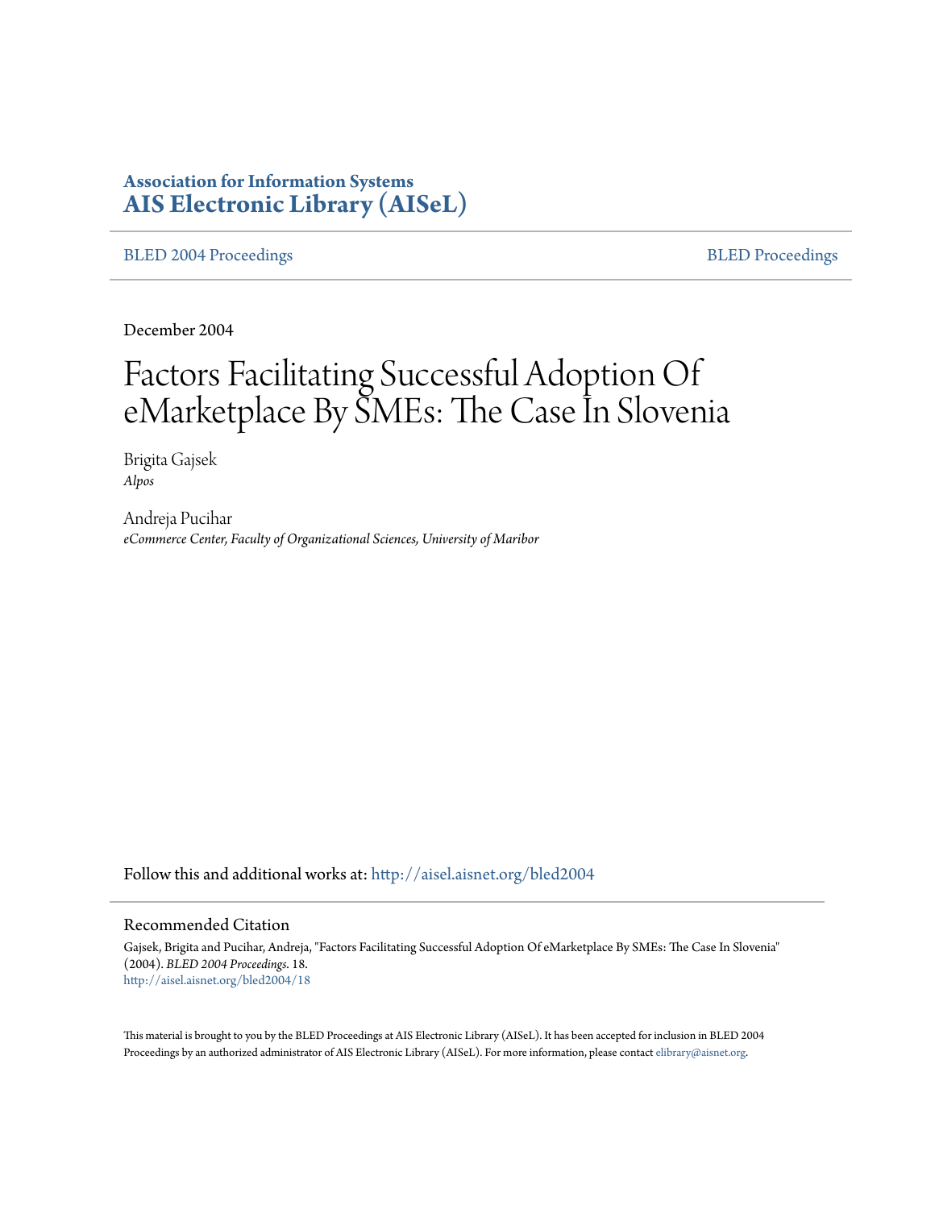**Association for Information Systems**
**[AIS Electronic Library (AISeL)](http://aisel.aisnet.org)**

BLED 2004 Proceedings | BLED Proceedings

December 2004

# Factors Facilitating Successful Adoption Of eMarketplace By SMEs: The Case In Slovenia

Brigita Gajsek
*Alpos*

Andreja Pucihar
*eCommerce Center, Faculty of Organizational Sciences, University of Maribor*

Follow this and additional works at: http://aisel.aisnet.org/bled2004

## Recommended Citation

Gajsek, Brigita and Pucihar, Andreja, "Factors Facilitating Successful Adoption Of eMarketplace By SMEs: The Case In Slovenia" (2004). *BLED 2004 Proceedings*. 18.
http://aisel.aisnet.org/bled2004/18

This material is brought to you by the BLED Proceedings at AIS Electronic Library (AISeL). It has been accepted for inclusion in BLED 2004 Proceedings by an authorized administrator of AIS Electronic Library (AISeL). For more information, please contact elibrary@aisnet.org.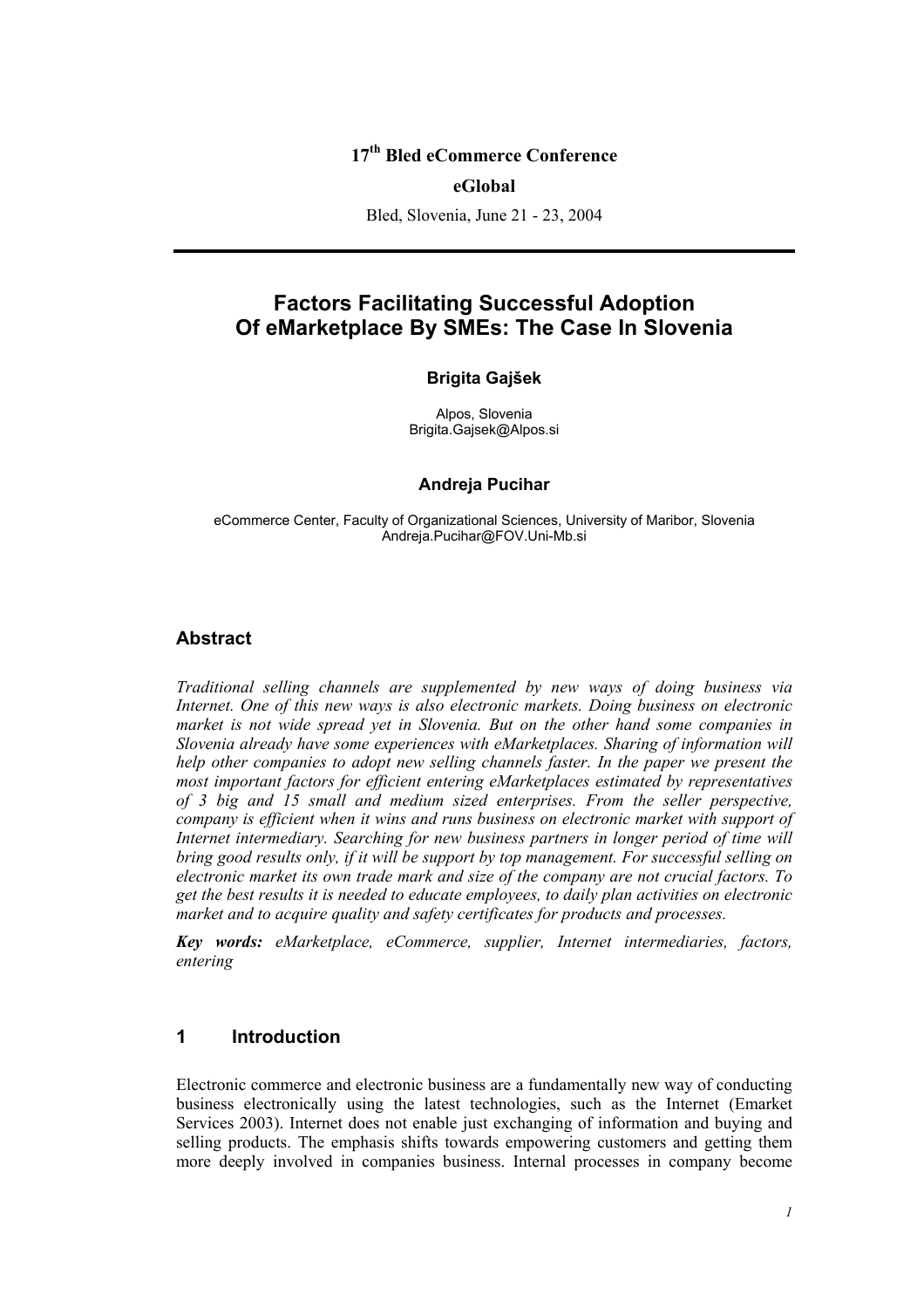17th Bled eCommerce Conference

**eGlobal**

Bled, Slovenia, June 21 - 23, 2004

---

# Factors Facilitating Successful Adoption Of eMarketplace By SMEs: The Case In Slovenia

**Brigita Gajšek**

Alpos, Slovenia
Brigita.Gajsek@Alpos.si

**Andreja Pucihar**

eCommerce Center, Faculty of Organizational Sciences, University of Maribor, Slovenia
Andreja.Pucihar@FOV.Uni-Mb.si

## Abstract

*Traditional selling channels are supplemented by new ways of doing business via Internet. One of this new ways is also electronic markets. Doing business on electronic market is not wide spread yet in Slovenia. But on the other hand some companies in Slovenia already have some experiences with eMarketplaces. Sharing of information will help other companies to adopt new selling channels faster. In the paper we present the most important factors for efficient entering eMarketplaces estimated by representatives of 3 big and 15 small and medium sized enterprises. From the seller perspective, company is efficient when it wins and runs business on electronic market with support of Internet intermediary. Searching for new business partners in longer period of time will bring good results only, if it will be support by top management. For successful selling on electronic market its own trade mark and size of the company are not crucial factors. To get the best results it is needed to educate employees, to daily plan activities on electronic market and to acquire quality and safety certificates for products and processes.*

***Key words:*** *eMarketplace, eCommerce, supplier, Internet intermediaries, factors, entering*

## 1 Introduction

Electronic commerce and electronic business are a fundamentally new way of conducting business electronically using the latest technologies, such as the Internet (Emarket Services 2003). Internet does not enable just exchanging of information and buying and selling products. The emphasis shifts towards empowering customers and getting them more deeply involved in companies business. Internal processes in company become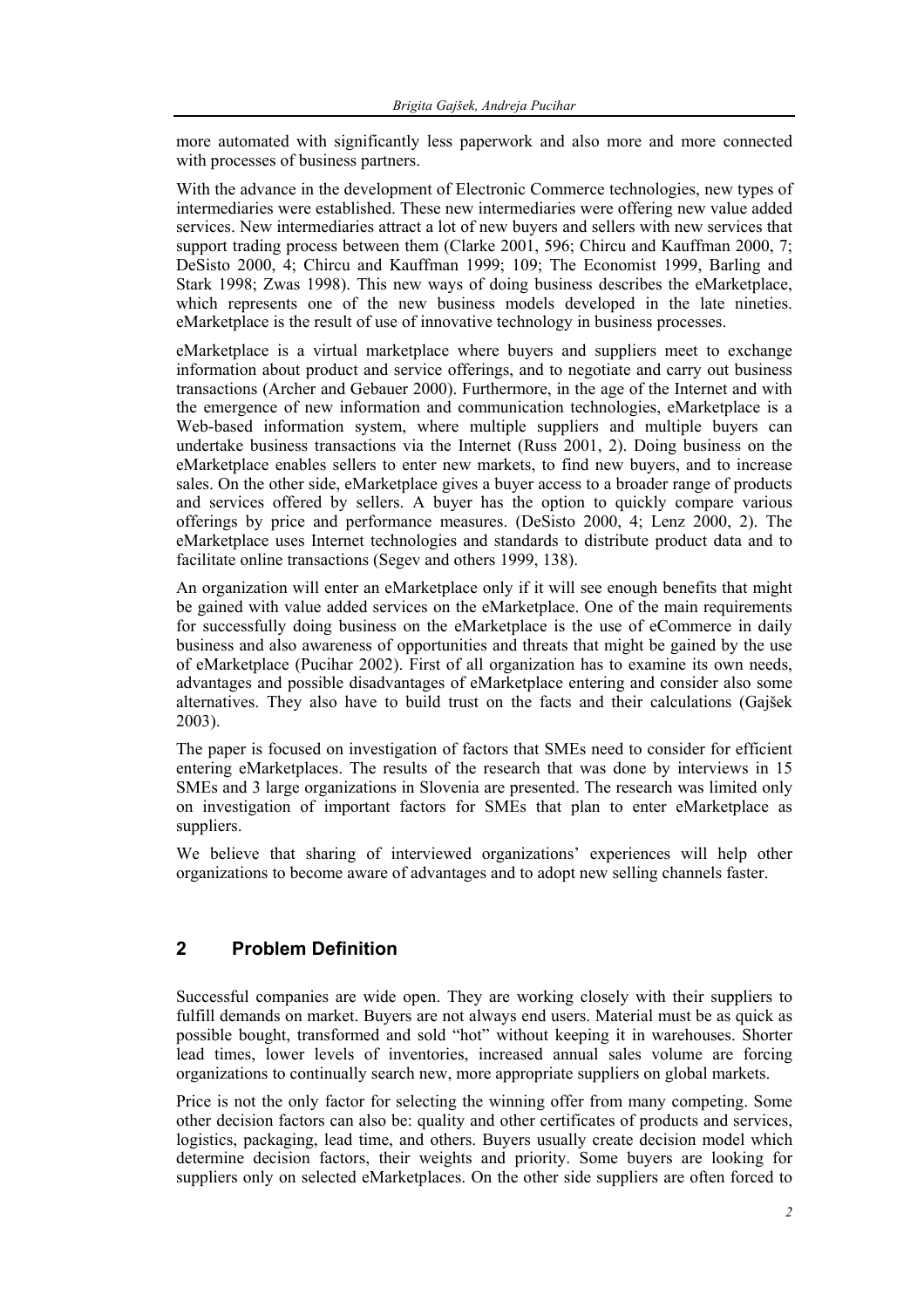more automated with significantly less paperwork and also more and more connected with processes of business partners.

With the advance in the development of Electronic Commerce technologies, new types of intermediaries were established. These new intermediaries were offering new value added services. New intermediaries attract a lot of new buyers and sellers with new services that support trading process between them (Clarke 2001, 596; Chircu and Kauffman 2000, 7; DeSisto 2000, 4; Chircu and Kauffman 1999; 109; The Economist 1999, Barling and Stark 1998; Zwas 1998). This new ways of doing business describes the eMarketplace, which represents one of the new business models developed in the late nineties. eMarketplace is the result of use of innovative technology in business processes.

eMarketplace is a virtual marketplace where buyers and suppliers meet to exchange information about product and service offerings, and to negotiate and carry out business transactions (Archer and Gebauer 2000). Furthermore, in the age of the Internet and with the emergence of new information and communication technologies, eMarketplace is a Web-based information system, where multiple suppliers and multiple buyers can undertake business transactions via the Internet (Russ 2001, 2). Doing business on the eMarketplace enables sellers to enter new markets, to find new buyers, and to increase sales. On the other side, eMarketplace gives a buyer access to a broader range of products and services offered by sellers. A buyer has the option to quickly compare various offerings by price and performance measures. (DeSisto 2000, 4; Lenz 2000, 2). The eMarketplace uses Internet technologies and standards to distribute product data and to facilitate online transactions (Segev and others 1999, 138).

An organization will enter an eMarketplace only if it will see enough benefits that might be gained with value added services on the eMarketplace. One of the main requirements for successfully doing business on the eMarketplace is the use of eCommerce in daily business and also awareness of opportunities and threats that might be gained by the use of eMarketplace (Pucihar 2002). First of all organization has to examine its own needs, advantages and possible disadvantages of eMarketplace entering and consider also some alternatives. They also have to build trust on the facts and their calculations (Gajšek 2003).

The paper is focused on investigation of factors that SMEs need to consider for efficient entering eMarketplaces. The results of the research that was done by interviews in 15 SMEs and 3 large organizations in Slovenia are presented. The research was limited only on investigation of important factors for SMEs that plan to enter eMarketplace as suppliers.

We believe that sharing of interviewed organizations' experiences will help other organizations to become aware of advantages and to adopt new selling channels faster.

## 2 Problem Definition

Successful companies are wide open. They are working closely with their suppliers to fulfill demands on market. Buyers are not always end users. Material must be as quick as possible bought, transformed and sold "hot" without keeping it in warehouses. Shorter lead times, lower levels of inventories, increased annual sales volume are forcing organizations to continually search new, more appropriate suppliers on global markets.

Price is not the only factor for selecting the winning offer from many competing. Some other decision factors can also be: quality and other certificates of products and services, logistics, packaging, lead time, and others. Buyers usually create decision model which determine decision factors, their weights and priority. Some buyers are looking for suppliers only on selected eMarketplaces. On the other side suppliers are often forced to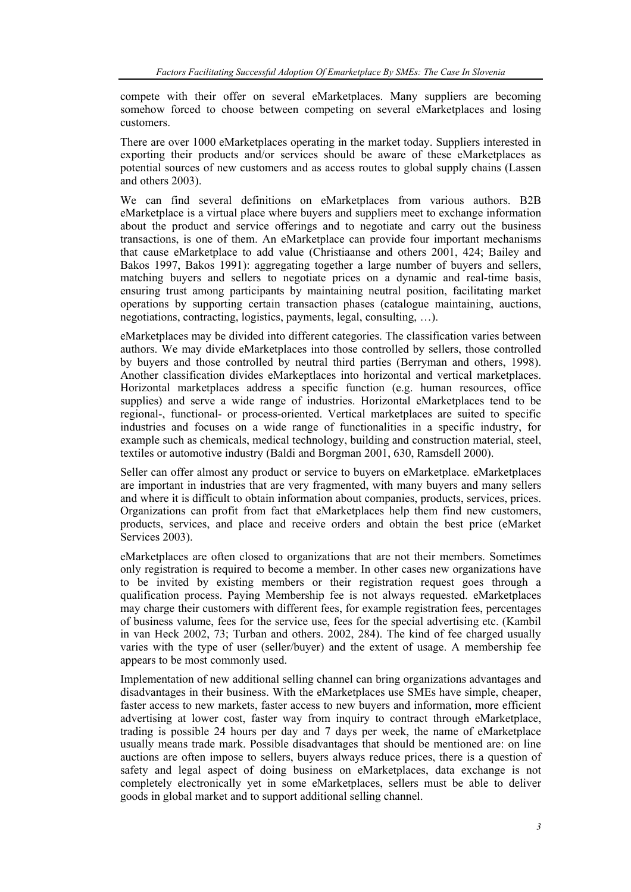compete with their offer on several eMarketplaces. Many suppliers are becoming somehow forced to choose between competing on several eMarketplaces and losing customers.

There are over 1000 eMarketplaces operating in the market today. Suppliers interested in exporting their products and/or services should be aware of these eMarketplaces as potential sources of new customers and as access routes to global supply chains (Lassen and others 2003).

We can find several definitions on eMarketplaces from various authors. B2B eMarketplace is a virtual place where buyers and suppliers meet to exchange information about the product and service offerings and to negotiate and carry out the business transactions, is one of them. An eMarketplace can provide four important mechanisms that cause eMarketplace to add value (Christiaanse and others 2001, 424; Bailey and Bakos 1997, Bakos 1991): aggregating together a large number of buyers and sellers, matching buyers and sellers to negotiate prices on a dynamic and real-time basis, ensuring trust among participants by maintaining neutral position, facilitating market operations by supporting certain transaction phases (catalogue maintaining, auctions, negotiations, contracting, logistics, payments, legal, consulting, …).

eMarketplaces may be divided into different categories. The classification varies between authors. We may divide eMarketplaces into those controlled by sellers, those controlled by buyers and those controlled by neutral third parties (Berryman and others, 1998). Another classification divides eMarkeptlaces into horizontal and vertical marketplaces. Horizontal marketplaces address a specific function (e.g. human resources, office supplies) and serve a wide range of industries. Horizontal eMarketplaces tend to be regional-, functional- or process-oriented. Vertical marketplaces are suited to specific industries and focuses on a wide range of functionalities in a specific industry, for example such as chemicals, medical technology, building and construction material, steel, textiles or automotive industry (Baldi and Borgman 2001, 630, Ramsdell 2000).

Seller can offer almost any product or service to buyers on eMarketplace. eMarketplaces are important in industries that are very fragmented, with many buyers and many sellers and where it is difficult to obtain information about companies, products, services, prices. Organizations can profit from fact that eMarketplaces help them find new customers, products, services, and place and receive orders and obtain the best price (eMarket Services 2003).

eMarketplaces are often closed to organizations that are not their members. Sometimes only registration is required to become a member. In other cases new organizations have to be invited by existing members or their registration request goes through a qualification process. Paying Membership fee is not always requested. eMarketplaces may charge their customers with different fees, for example registration fees, percentages of business valume, fees for the service use, fees for the special advertising etc. (Kambil in van Heck 2002, 73; Turban and others. 2002, 284). The kind of fee charged usually varies with the type of user (seller/buyer) and the extent of usage. A membership fee appears to be most commonly used.

Implementation of new additional selling channel can bring organizations advantages and disadvantages in their business. With the eMarketplaces use SMEs have simple, cheaper, faster access to new markets, faster access to new buyers and information, more efficient advertising at lower cost, faster way from inquiry to contract through eMarketplace, trading is possible 24 hours per day and 7 days per week, the name of eMarketplace usually means trade mark. Possible disadvantages that should be mentioned are: on line auctions are often impose to sellers, buyers always reduce prices, there is a question of safety and legal aspect of doing business on eMarketplaces, data exchange is not completely electronically yet in some eMarketplaces, sellers must be able to deliver goods in global market and to support additional selling channel.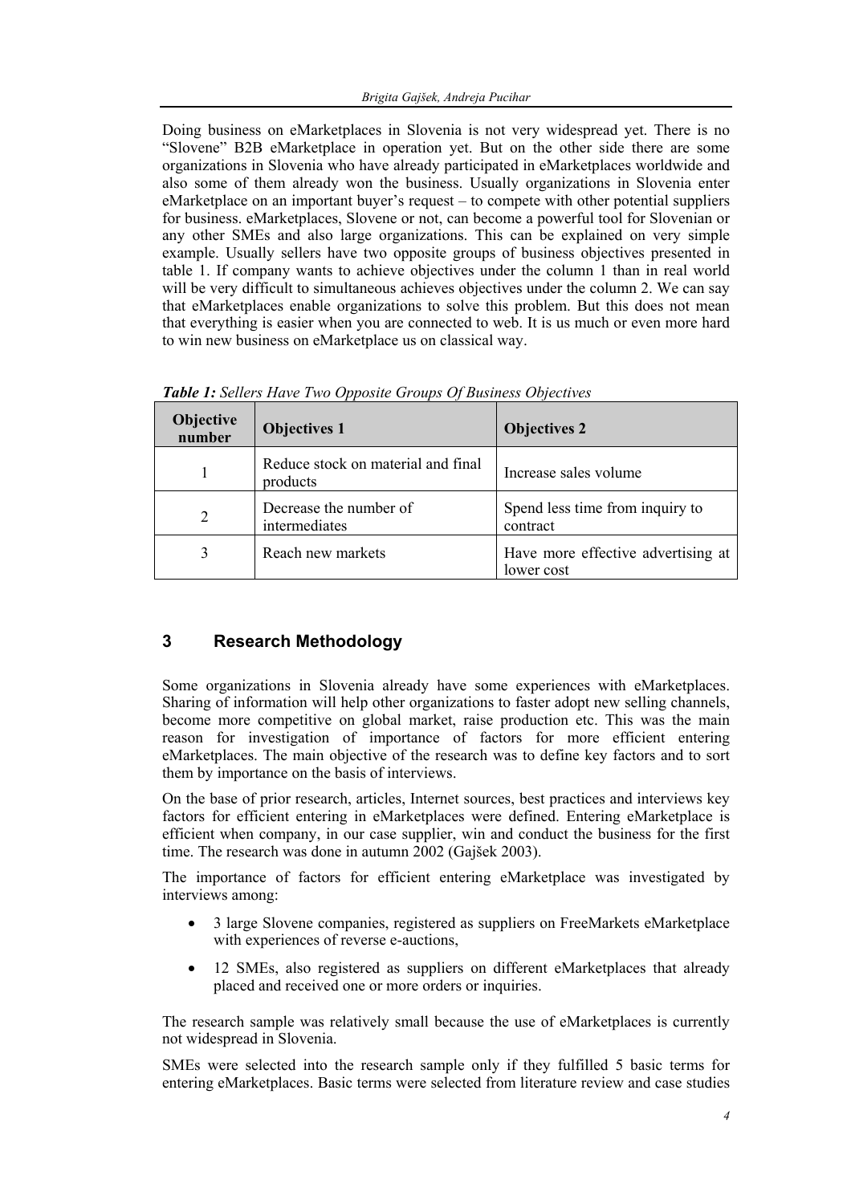Doing business on eMarketplaces in Slovenia is not very widespread yet. There is no "Slovene" B2B eMarketplace in operation yet. But on the other side there are some organizations in Slovenia who have already participated in eMarketplaces worldwide and also some of them already won the business. Usually organizations in Slovenia enter eMarketplace on an important buyer's request – to compete with other potential suppliers for business. eMarketplaces, Slovene or not, can become a powerful tool for Slovenian or any other SMEs and also large organizations. This can be explained on very simple example. Usually sellers have two opposite groups of business objectives presented in table 1. If company wants to achieve objectives under the column 1 than in real world will be very difficult to simultaneous achieves objectives under the column 2. We can say that eMarketplaces enable organizations to solve this problem. But this does not mean that everything is easier when you are connected to web. It is us much or even more hard to win new business on eMarketplace us on classical way.

***Table 1:*** *Sellers Have Two Opposite Groups Of Business Objectives*

| Objective number | Objectives 1 | Objectives 2 |
|---|---|---|
| 1 | Reduce stock on material and final products | Increase sales volume |
| 2 | Decrease the number of intermediates | Spend less time from inquiry to contract |
| 3 | Reach new markets | Have more effective advertising at lower cost |

## 3 Research Methodology

Some organizations in Slovenia already have some experiences with eMarketplaces. Sharing of information will help other organizations to faster adopt new selling channels, become more competitive on global market, raise production etc. This was the main reason for investigation of importance of factors for more efficient entering eMarketplaces. The main objective of the research was to define key factors and to sort them by importance on the basis of interviews.

On the base of prior research, articles, Internet sources, best practices and interviews key factors for efficient entering in eMarketplaces were defined. Entering eMarketplace is efficient when company, in our case supplier, win and conduct the business for the first time. The research was done in autumn 2002 (Gajšek 2003).

The importance of factors for efficient entering eMarketplace was investigated by interviews among:

- 3 large Slovene companies, registered as suppliers on FreeMarkets eMarketplace with experiences of reverse e-auctions,
- 12 SMEs, also registered as suppliers on different eMarketplaces that already placed and received one or more orders or inquiries.

The research sample was relatively small because the use of eMarketplaces is currently not widespread in Slovenia.

SMEs were selected into the research sample only if they fulfilled 5 basic terms for entering eMarketplaces. Basic terms were selected from literature review and case studies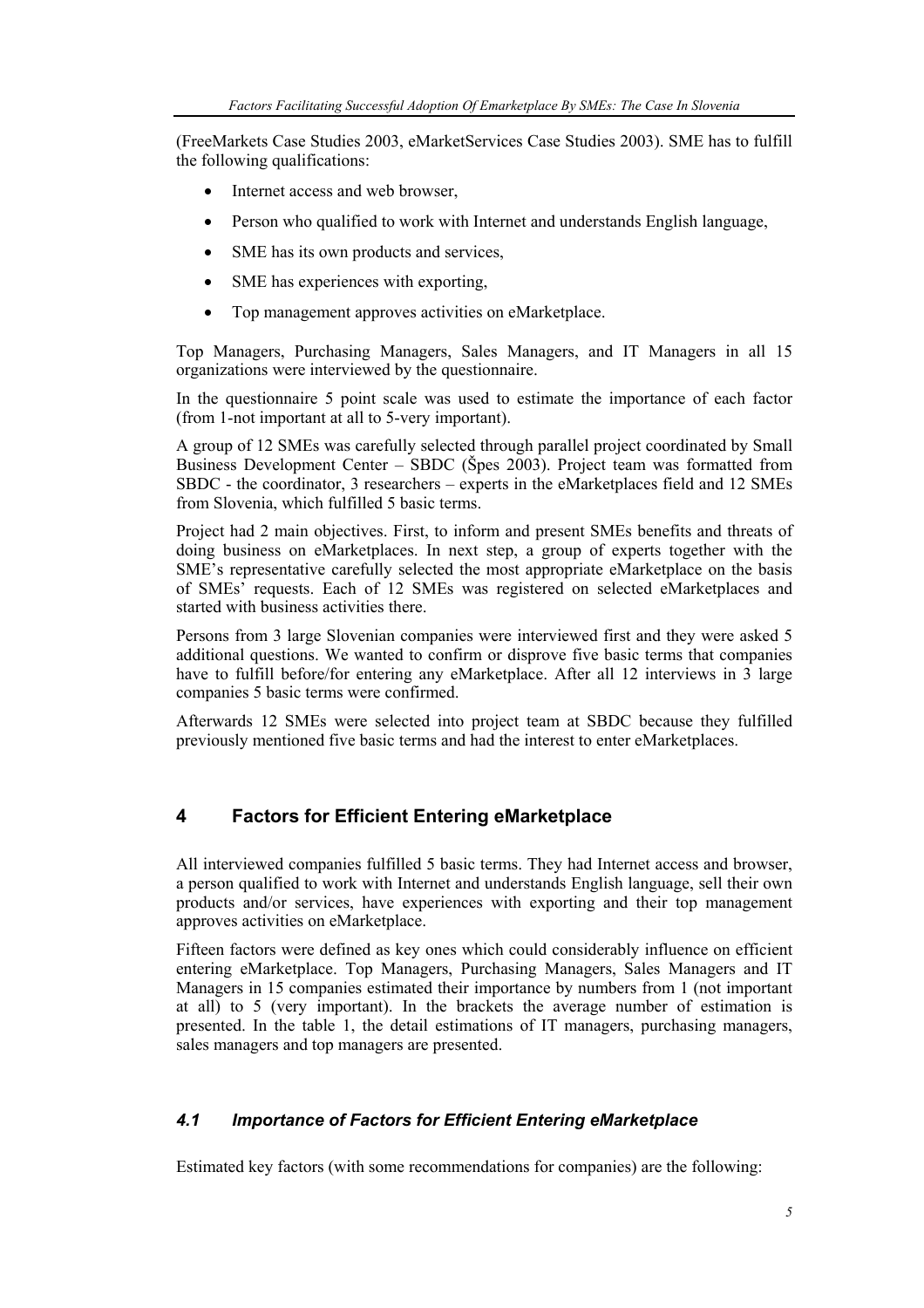(FreeMarkets Case Studies 2003, eMarketServices Case Studies 2003). SME has to fulfill the following qualifications:

- Internet access and web browser,
- Person who qualified to work with Internet and understands English language,
- SME has its own products and services,
- SME has experiences with exporting,
- Top management approves activities on eMarketplace.

Top Managers, Purchasing Managers, Sales Managers, and IT Managers in all 15 organizations were interviewed by the questionnaire.

In the questionnaire 5 point scale was used to estimate the importance of each factor (from 1-not important at all to 5-very important).

A group of 12 SMEs was carefully selected through parallel project coordinated by Small Business Development Center – SBDC (Špes 2003). Project team was formatted from SBDC - the coordinator, 3 researchers – experts in the eMarketplaces field and 12 SMEs from Slovenia, which fulfilled 5 basic terms.

Project had 2 main objectives. First, to inform and present SMEs benefits and threats of doing business on eMarketplaces. In next step, a group of experts together with the SME's representative carefully selected the most appropriate eMarketplace on the basis of SMEs' requests. Each of 12 SMEs was registered on selected eMarketplaces and started with business activities there.

Persons from 3 large Slovenian companies were interviewed first and they were asked 5 additional questions. We wanted to confirm or disprove five basic terms that companies have to fulfill before/for entering any eMarketplace. After all 12 interviews in 3 large companies 5 basic terms were confirmed.

Afterwards 12 SMEs were selected into project team at SBDC because they fulfilled previously mentioned five basic terms and had the interest to enter eMarketplaces.

## 4 Factors for Efficient Entering eMarketplace

All interviewed companies fulfilled 5 basic terms. They had Internet access and browser, a person qualified to work with Internet and understands English language, sell their own products and/or services, have experiences with exporting and their top management approves activities on eMarketplace.

Fifteen factors were defined as key ones which could considerably influence on efficient entering eMarketplace. Top Managers, Purchasing Managers, Sales Managers and IT Managers in 15 companies estimated their importance by numbers from 1 (not important at all) to 5 (very important). In the brackets the average number of estimation is presented. In the table 1, the detail estimations of IT managers, purchasing managers, sales managers and top managers are presented.

### *4.1 Importance of Factors for Efficient Entering eMarketplace*

Estimated key factors (with some recommendations for companies) are the following: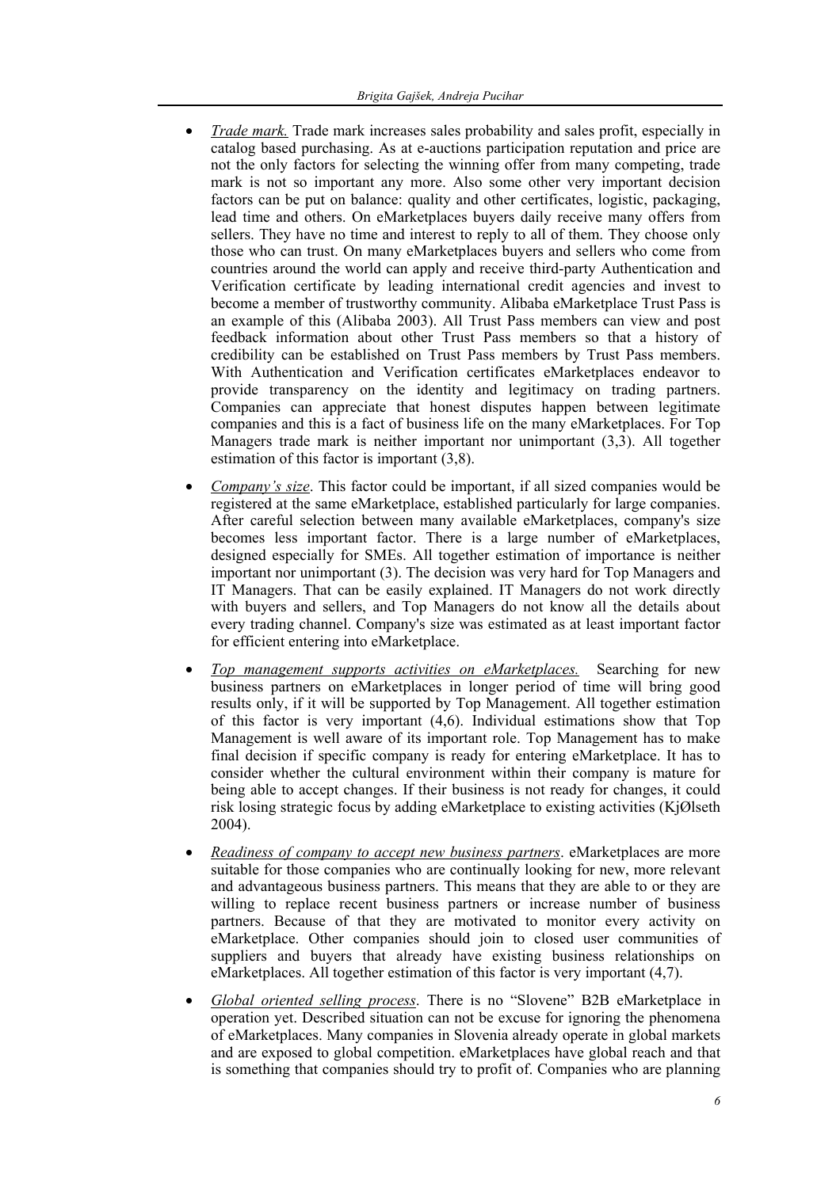- *Trade mark.* Trade mark increases sales probability and sales profit, especially in catalog based purchasing. As at e-auctions participation reputation and price are not the only factors for selecting the winning offer from many competing, trade mark is not so important any more. Also some other very important decision factors can be put on balance: quality and other certificates, logistic, packaging, lead time and others. On eMarketplaces buyers daily receive many offers from sellers. They have no time and interest to reply to all of them. They choose only those who can trust. On many eMarketplaces buyers and sellers who come from countries around the world can apply and receive third-party Authentication and Verification certificate by leading international credit agencies and invest to become a member of trustworthy community. Alibaba eMarketplace Trust Pass is an example of this (Alibaba 2003). All Trust Pass members can view and post feedback information about other Trust Pass members so that a history of credibility can be established on Trust Pass members by Trust Pass members. With Authentication and Verification certificates eMarketplaces endeavor to provide transparency on the identity and legitimacy on trading partners. Companies can appreciate that honest disputes happen between legitimate companies and this is a fact of business life on the many eMarketplaces. For Top Managers trade mark is neither important nor unimportant (3,3). All together estimation of this factor is important (3,8).

- *Company's size*. This factor could be important, if all sized companies would be registered at the same eMarketplace, established particularly for large companies. After careful selection between many available eMarketplaces, company's size becomes less important factor. There is a large number of eMarketplaces, designed especially for SMEs. All together estimation of importance is neither important nor unimportant (3). The decision was very hard for Top Managers and IT Managers. That can be easily explained. IT Managers do not work directly with buyers and sellers, and Top Managers do not know all the details about every trading channel. Company's size was estimated as at least important factor for efficient entering into eMarketplace.

- *Top management supports activities on eMarketplaces.* Searching for new business partners on eMarketplaces in longer period of time will bring good results only, if it will be supported by Top Management. All together estimation of this factor is very important (4,6). Individual estimations show that Top Management is well aware of its important role. Top Management has to make final decision if specific company is ready for entering eMarketplace. It has to consider whether the cultural environment within their company is mature for being able to accept changes. If their business is not ready for changes, it could risk losing strategic focus by adding eMarketplace to existing activities (KjØlseth 2004).

- *Readiness of company to accept new business partners*. eMarketplaces are more suitable for those companies who are continually looking for new, more relevant and advantageous business partners. This means that they are able to or they are willing to replace recent business partners or increase number of business partners. Because of that they are motivated to monitor every activity on eMarketplace. Other companies should join to closed user communities of suppliers and buyers that already have existing business relationships on eMarketplaces. All together estimation of this factor is very important (4,7).

- *Global oriented selling process*. There is no "Slovene" B2B eMarketplace in operation yet. Described situation can not be excuse for ignoring the phenomena of eMarketplaces. Many companies in Slovenia already operate in global markets and are exposed to global competition. eMarketplaces have global reach and that is something that companies should try to profit of. Companies who are planning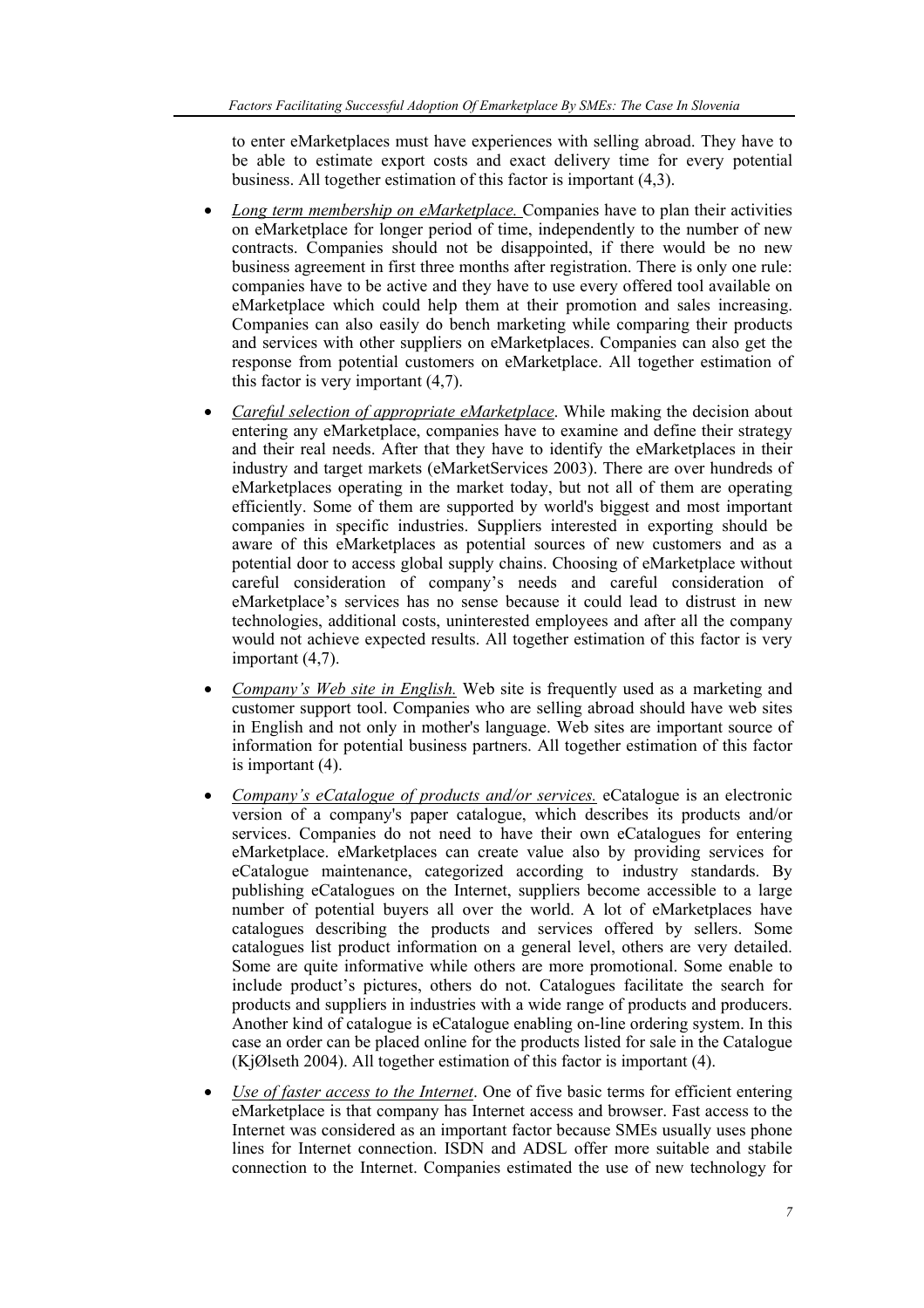to enter eMarketplaces must have experiences with selling abroad. They have to be able to estimate export costs and exact delivery time for every potential business. All together estimation of this factor is important (4,3).

- *Long term membership on eMarketplace.* Companies have to plan their activities on eMarketplace for longer period of time, independently to the number of new contracts. Companies should not be disappointed, if there would be no new business agreement in first three months after registration. There is only one rule: companies have to be active and they have to use every offered tool available on eMarketplace which could help them at their promotion and sales increasing. Companies can also easily do bench marketing while comparing their products and services with other suppliers on eMarketplaces. Companies can also get the response from potential customers on eMarketplace. All together estimation of this factor is very important (4,7).
- *Careful selection of appropriate eMarketplace*. While making the decision about entering any eMarketplace, companies have to examine and define their strategy and their real needs. After that they have to identify the eMarketplaces in their industry and target markets (eMarketServices 2003). There are over hundreds of eMarketplaces operating in the market today, but not all of them are operating efficiently. Some of them are supported by world's biggest and most important companies in specific industries. Suppliers interested in exporting should be aware of this eMarketplaces as potential sources of new customers and as a potential door to access global supply chains. Choosing of eMarketplace without careful consideration of company's needs and careful consideration of eMarketplace's services has no sense because it could lead to distrust in new technologies, additional costs, uninterested employees and after all the company would not achieve expected results. All together estimation of this factor is very important (4,7).
- *Company's Web site in English.* Web site is frequently used as a marketing and customer support tool. Companies who are selling abroad should have web sites in English and not only in mother's language. Web sites are important source of information for potential business partners. All together estimation of this factor is important (4).
- *Company's eCatalogue of products and/or services.* eCatalogue is an electronic version of a company's paper catalogue, which describes its products and/or services. Companies do not need to have their own eCatalogues for entering eMarketplace. eMarketplaces can create value also by providing services for eCatalogue maintenance, categorized according to industry standards. By publishing eCatalogues on the Internet, suppliers become accessible to a large number of potential buyers all over the world. A lot of eMarketplaces have catalogues describing the products and services offered by sellers. Some catalogues list product information on a general level, others are very detailed. Some are quite informative while others are more promotional. Some enable to include product's pictures, others do not. Catalogues facilitate the search for products and suppliers in industries with a wide range of products and producers. Another kind of catalogue is eCatalogue enabling on-line ordering system. In this case an order can be placed online for the products listed for sale in the Catalogue (KjØlseth 2004). All together estimation of this factor is important (4).
- *Use of faster access to the Internet*. One of five basic terms for efficient entering eMarketplace is that company has Internet access and browser. Fast access to the Internet was considered as an important factor because SMEs usually uses phone lines for Internet connection. ISDN and ADSL offer more suitable and stabile connection to the Internet. Companies estimated the use of new technology for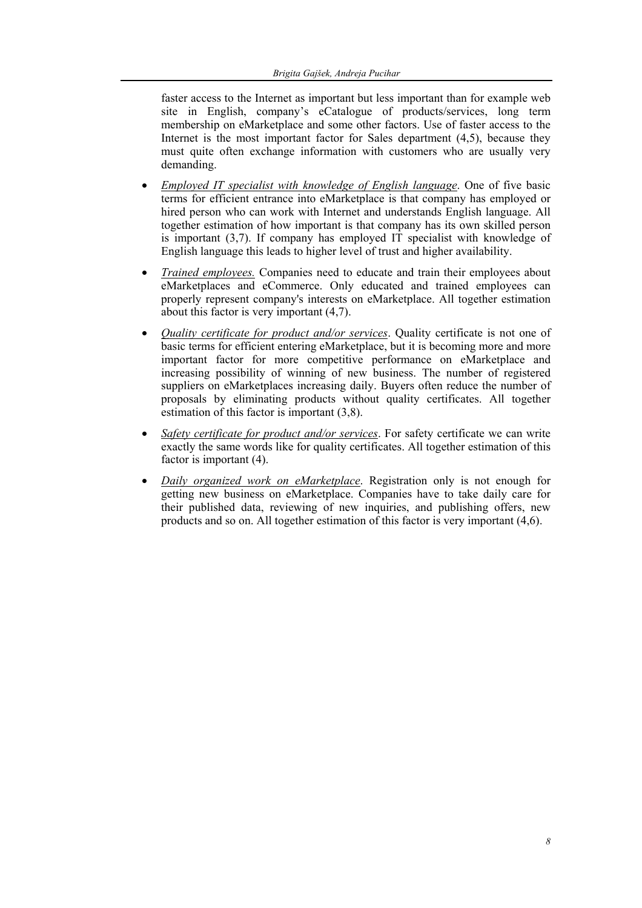faster access to the Internet as important but less important than for example web site in English, company's eCatalogue of products/services, long term membership on eMarketplace and some other factors. Use of faster access to the Internet is the most important factor for Sales department (4,5), because they must quite often exchange information with customers who are usually very demanding.

- *Employed IT specialist with knowledge of English language*. One of five basic terms for efficient entrance into eMarketplace is that company has employed or hired person who can work with Internet and understands English language. All together estimation of how important is that company has its own skilled person is important (3,7). If company has employed IT specialist with knowledge of English language this leads to higher level of trust and higher availability.

- *Trained employees.* Companies need to educate and train their employees about eMarketplaces and eCommerce. Only educated and trained employees can properly represent company's interests on eMarketplace. All together estimation about this factor is very important (4,7).

- *Quality certificate for product and/or services*. Quality certificate is not one of basic terms for efficient entering eMarketplace, but it is becoming more and more important factor for more competitive performance on eMarketplace and increasing possibility of winning of new business. The number of registered suppliers on eMarketplaces increasing daily. Buyers often reduce the number of proposals by eliminating products without quality certificates. All together estimation of this factor is important (3,8).

- *Safety certificate for product and/or services*. For safety certificate we can write exactly the same words like for quality certificates. All together estimation of this factor is important (4).

- *Daily organized work on eMarketplace*. Registration only is not enough for getting new business on eMarketplace. Companies have to take daily care for their published data, reviewing of new inquiries, and publishing offers, new products and so on. All together estimation of this factor is very important (4,6).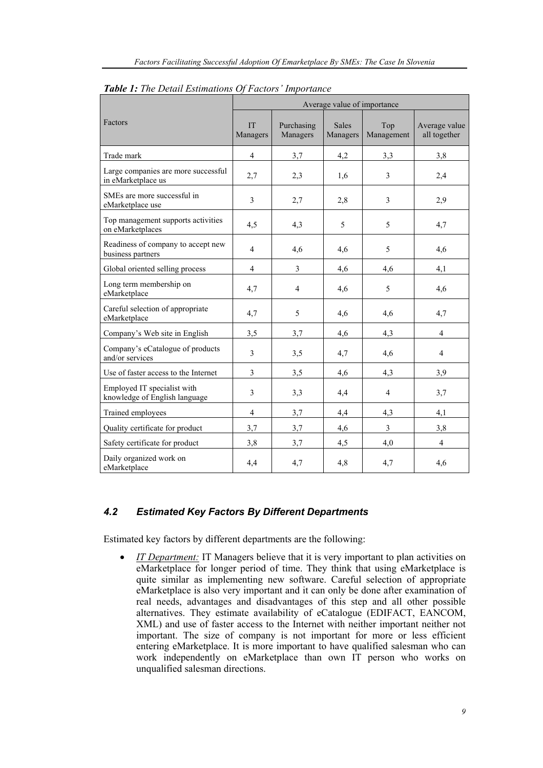***Table 1:*** *The Detail Estimations Of Factors' Importance*

| Factors | Average value of importance | | | | |
|---|---|---|---|---|---|
| | IT Managers | Purchasing Managers | Sales Managers | Top Management | Average value all together |
| Trade mark | 4 | 3,7 | 4,2 | 3,3 | 3,8 |
| Large companies are more successful in eMarketplace us | 2,7 | 2,3 | 1,6 | 3 | 2,4 |
| SMEs are more successful in eMarketplace use | 3 | 2,7 | 2,8 | 3 | 2,9 |
| Top management supports activities on eMarketplaces | 4,5 | 4,3 | 5 | 5 | 4,7 |
| Readiness of company to accept new business partners | 4 | 4,6 | 4,6 | 5 | 4,6 |
| Global oriented selling process | 4 | 3 | 4,6 | 4,6 | 4,1 |
| Long term membership on eMarketplace | 4,7 | 4 | 4,6 | 5 | 4,6 |
| Careful selection of appropriate eMarketplace | 4,7 | 5 | 4,6 | 4,6 | 4,7 |
| Company's Web site in English | 3,5 | 3,7 | 4,6 | 4,3 | 4 |
| Company's eCatalogue of products and/or services | 3 | 3,5 | 4,7 | 4,6 | 4 |
| Use of faster access to the Internet | 3 | 3,5 | 4,6 | 4,3 | 3,9 |
| Employed IT specialist with knowledge of English language | 3 | 3,3 | 4,4 | 4 | 3,7 |
| Trained employees | 4 | 3,7 | 4,4 | 4,3 | 4,1 |
| Quality certificate for product | 3,7 | 3,7 | 4,6 | 3 | 3,8 |
| Safety certificate for product | 3,8 | 3,7 | 4,5 | 4,0 | 4 |
| Daily organized work on eMarketplace | 4,4 | 4,7 | 4,8 | 4,7 | 4,6 |

### *4.2 Estimated Key Factors By Different Departments*

Estimated key factors by different departments are the following:

- *IT Department:* IT Managers believe that it is very important to plan activities on eMarketplace for longer period of time. They think that using eMarketplace is quite similar as implementing new software. Careful selection of appropriate eMarketplace is also very important and it can only be done after examination of real needs, advantages and disadvantages of this step and all other possible alternatives. They estimate availability of eCatalogue (EDIFACT, EANCOM, XML) and use of faster access to the Internet with neither important neither not important. The size of company is not important for more or less efficient entering eMarketplace. It is more important to have qualified salesman who can work independently on eMarketplace than own IT person who works on unqualified salesman directions.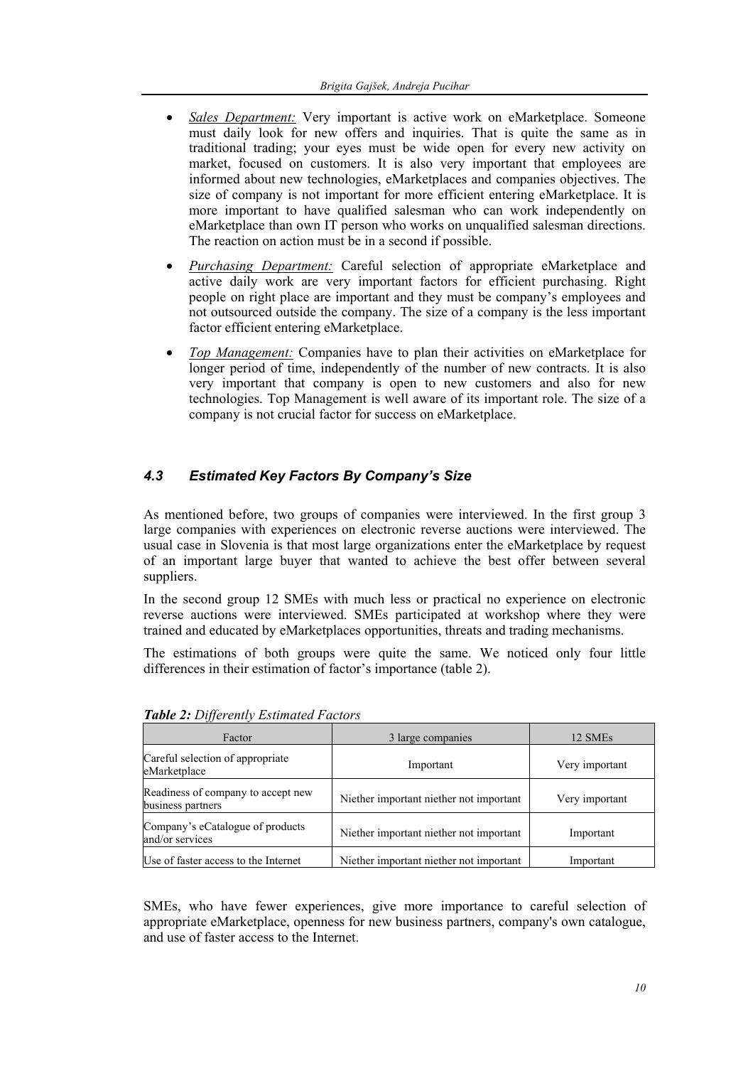- *Sales Department:* Very important is active work on eMarketplace. Someone must daily look for new offers and inquiries. That is quite the same as in traditional trading; your eyes must be wide open for every new activity on market, focused on customers. It is also very important that employees are informed about new technologies, eMarketplaces and companies objectives. The size of company is not important for more efficient entering eMarketplace. It is more important to have qualified salesman who can work independently on eMarketplace than own IT person who works on unqualified salesman directions. The reaction on action must be in a second if possible.
- *Purchasing Department:* Careful selection of appropriate eMarketplace and active daily work are very important factors for efficient purchasing. Right people on right place are important and they must be company's employees and not outsourced outside the company. The size of a company is the less important factor efficient entering eMarketplace.
- *Top Management:* Companies have to plan their activities on eMarketplace for longer period of time, independently of the number of new contracts. It is also very important that company is open to new customers and also for new technologies. Top Management is well aware of its important role. The size of a company is not crucial factor for success on eMarketplace.

### *4.3 Estimated Key Factors By Company's Size*

As mentioned before, two groups of companies were interviewed. In the first group 3 large companies with experiences on electronic reverse auctions were interviewed. The usual case in Slovenia is that most large organizations enter the eMarketplace by request of an important large buyer that wanted to achieve the best offer between several suppliers.

In the second group 12 SMEs with much less or practical no experience on electronic reverse auctions were interviewed. SMEs participated at workshop where they were trained and educated by eMarketplaces opportunities, threats and trading mechanisms.

The estimations of both groups were quite the same. We noticed only four little differences in their estimation of factor's importance (table 2).

***Table 2:*** *Differently Estimated Factors*

| Factor | 3 large companies | 12 SMEs |
| --- | --- | --- |
| Careful selection of appropriate eMarketplace | Important | Very important |
| Readiness of company to accept new business partners | Niether important niether not important | Very important |
| Company's eCatalogue of products and/or services | Niether important niether not important | Important |
| Use of faster access to the Internet | Niether important niether not important | Important |

SMEs, who have fewer experiences, give more importance to careful selection of appropriate eMarketplace, openness for new business partners, company's own catalogue, and use of faster access to the Internet.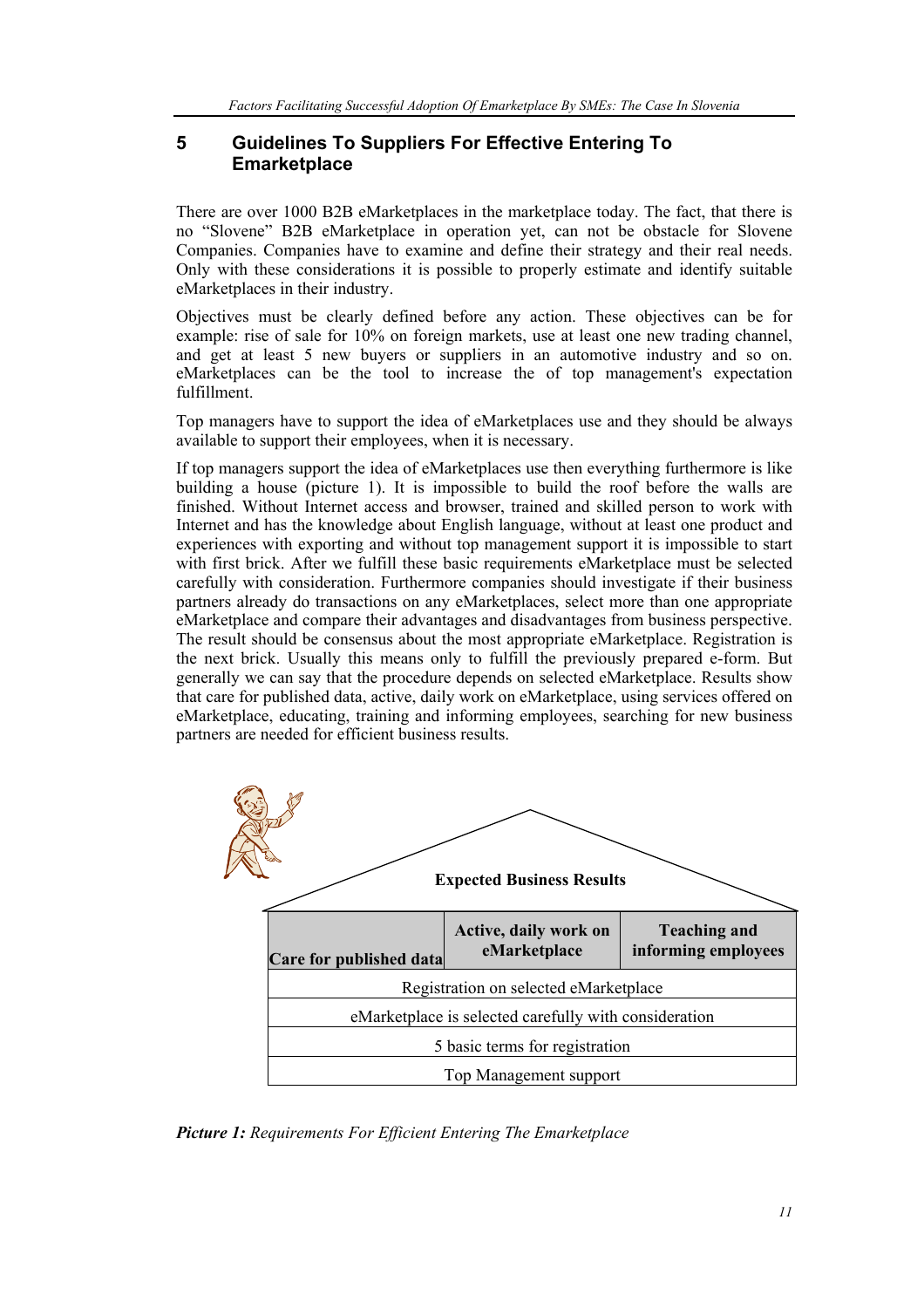## 5 Guidelines To Suppliers For Effective Entering To Emarketplace

There are over 1000 B2B eMarketplaces in the marketplace today. The fact, that there is no "Slovene" B2B eMarketplace in operation yet, can not be obstacle for Slovene Companies. Companies have to examine and define their strategy and their real needs. Only with these considerations it is possible to properly estimate and identify suitable eMarketplaces in their industry.

Objectives must be clearly defined before any action. These objectives can be for example: rise of sale for 10% on foreign markets, use at least one new trading channel, and get at least 5 new buyers or suppliers in an automotive industry and so on. eMarketplaces can be the tool to increase the of top management's expectation fulfillment.

Top managers have to support the idea of eMarketplaces use and they should be always available to support their employees, when it is necessary.

If top managers support the idea of eMarketplaces use then everything furthermore is like building a house (picture 1). It is impossible to build the roof before the walls are finished. Without Internet access and browser, trained and skilled person to work with Internet and has the knowledge about English language, without at least one product and experiences with exporting and without top management support it is impossible to start with first brick. After we fulfill these basic requirements eMarketplace must be selected carefully with consideration. Furthermore companies should investigate if their business partners already do transactions on any eMarketplaces, select more than one appropriate eMarketplace and compare their advantages and disadvantages from business perspective. The result should be consensus about the most appropriate eMarketplace. Registration is the next brick. Usually this means only to fulfill the previously prepared e-form. But generally we can say that the procedure depends on selected eMarketplace. Results show that care for published data, active, daily work on eMarketplace, using services offered on eMarketplace, educating, training and informing employees, searching for new business partners are needed for efficient business results.

| Expected Business Results | | |
|---|---|---|
| Care for published data | Active, daily work on eMarketplace | Teaching and informing employees |
| Registration on selected eMarketplace | | |
| eMarketplace is selected carefully with consideration | | |
| 5 basic terms for registration | | |
| Top Management support | | |

***Picture 1:*** *Requirements For Efficient Entering The Emarketplace*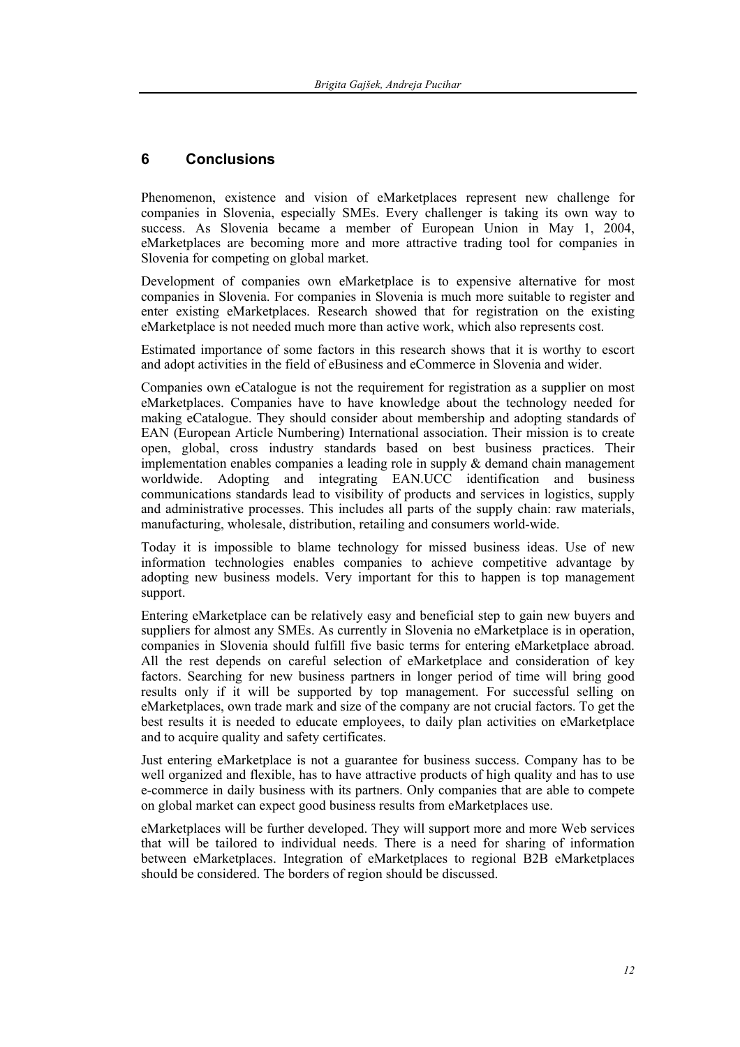## 6 Conclusions

Phenomenon, existence and vision of eMarketplaces represent new challenge for companies in Slovenia, especially SMEs. Every challenger is taking its own way to success. As Slovenia became a member of European Union in May 1, 2004, eMarketplaces are becoming more and more attractive trading tool for companies in Slovenia for competing on global market.

Development of companies own eMarketplace is to expensive alternative for most companies in Slovenia. For companies in Slovenia is much more suitable to register and enter existing eMarketplaces. Research showed that for registration on the existing eMarketplace is not needed much more than active work, which also represents cost.

Estimated importance of some factors in this research shows that it is worthy to escort and adopt activities in the field of eBusiness and eCommerce in Slovenia and wider.

Companies own eCatalogue is not the requirement for registration as a supplier on most eMarketplaces. Companies have to have knowledge about the technology needed for making eCatalogue. They should consider about membership and adopting standards of EAN (European Article Numbering) International association. Their mission is to create open, global, cross industry standards based on best business practices. Their implementation enables companies a leading role in supply & demand chain management worldwide. Adopting and integrating EAN.UCC identification and business communications standards lead to visibility of products and services in logistics, supply and administrative processes. This includes all parts of the supply chain: raw materials, manufacturing, wholesale, distribution, retailing and consumers world-wide.

Today it is impossible to blame technology for missed business ideas. Use of new information technologies enables companies to achieve competitive advantage by adopting new business models. Very important for this to happen is top management support.

Entering eMarketplace can be relatively easy and beneficial step to gain new buyers and suppliers for almost any SMEs. As currently in Slovenia no eMarketplace is in operation, companies in Slovenia should fulfill five basic terms for entering eMarketplace abroad. All the rest depends on careful selection of eMarketplace and consideration of key factors. Searching for new business partners in longer period of time will bring good results only if it will be supported by top management. For successful selling on eMarketplaces, own trade mark and size of the company are not crucial factors. To get the best results it is needed to educate employees, to daily plan activities on eMarketplace and to acquire quality and safety certificates.

Just entering eMarketplace is not a guarantee for business success. Company has to be well organized and flexible, has to have attractive products of high quality and has to use e-commerce in daily business with its partners. Only companies that are able to compete on global market can expect good business results from eMarketplaces use.

eMarketplaces will be further developed. They will support more and more Web services that will be tailored to individual needs. There is a need for sharing of information between eMarketplaces. Integration of eMarketplaces to regional B2B eMarketplaces should be considered. The borders of region should be discussed.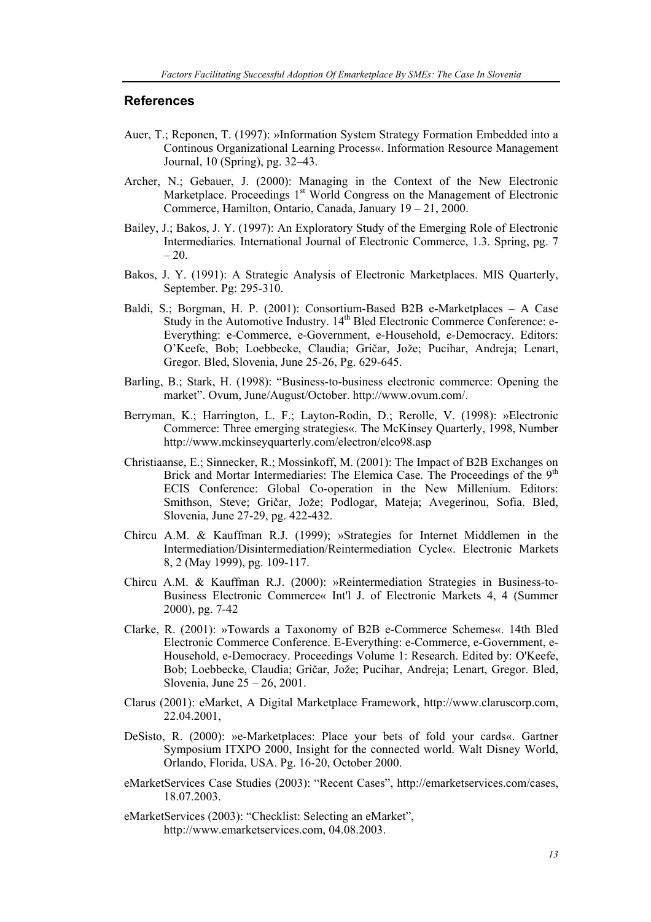## References

Auer, T.; Reponen, T. (1997): »Information System Strategy Formation Embedded into a Continous Organizational Learning Process«. Information Resource Management Journal, 10 (Spring), pg. 32–43.

Archer, N.; Gebauer, J. (2000): Managing in the Context of the New Electronic Marketplace. Proceedings 1st World Congress on the Management of Electronic Commerce, Hamilton, Ontario, Canada, January 19 – 21, 2000.

Bailey, J.; Bakos, J. Y. (1997): An Exploratory Study of the Emerging Role of Electronic Intermediaries. International Journal of Electronic Commerce, 1.3. Spring, pg. 7 – 20.

Bakos, J. Y. (1991): A Strategic Analysis of Electronic Marketplaces. MIS Quarterly, September. Pg: 295-310.

Baldi, S.; Borgman, H. P. (2001): Consortium-Based B2B e-Marketplaces – A Case Study in the Automotive Industry. 14th Bled Electronic Commerce Conference: e-Everything: e-Commerce, e-Government, e-Household, e-Democracy. Editors: O'Keefe, Bob; Loebbecke, Claudia; Gričar, Jože; Pucihar, Andreja; Lenart, Gregor. Bled, Slovenia, June 25-26, Pg. 629-645.

Barling, B.; Stark, H. (1998): "Business-to-business electronic commerce: Opening the market". Ovum, June/August/October. http://www.ovum.com/.

Berryman, K.; Harrington, L. F.; Layton-Rodin, D.; Rerolle, V. (1998): »Electronic Commerce: Three emerging strategies«. The McKinsey Quarterly, 1998, Number http://www.mckinseyquarterly.com/electron/elco98.asp

Christiaanse, E.; Sinnecker, R.; Mossinkoff, M. (2001): The Impact of B2B Exchanges on Brick and Mortar Intermediaries: The Elemica Case. The Proceedings of the 9th ECIS Conference: Global Co-operation in the New Millenium. Editors: Smithson, Steve; Gričar, Jože; Podlogar, Mateja; Avegerinou, Sofia. Bled, Slovenia, June 27-29, pg. 422-432.

Chircu A.M. & Kauffman R.J. (1999); »Strategies for Internet Middlemen in the Intermediation/Disintermediation/Reintermediation Cycle«. Electronic Markets 8, 2 (May 1999), pg. 109-117.

Chircu A.M. & Kauffman R.J. (2000): »Reintermediation Strategies in Business-to-Business Electronic Commerce« Int'l J. of Electronic Markets 4, 4 (Summer 2000), pg. 7-42

Clarke, R. (2001): »Towards a Taxonomy of B2B e-Commerce Schemes«. 14th Bled Electronic Commerce Conference. E-Everything: e-Commerce, e-Government, e-Household, e-Democracy. Proceedings Volume 1: Research. Edited by: O'Keefe, Bob; Loebbecke, Claudia; Gričar, Jože; Pucihar, Andreja; Lenart, Gregor. Bled, Slovenia, June 25 – 26, 2001.

Clarus (2001): eMarket, A Digital Marketplace Framework, http://www.claruscorp.com, 22.04.2001,

DeSisto, R. (2000): »e-Marketplaces: Place your bets of fold your cards«. Gartner Symposium ITXPO 2000, Insight for the connected world. Walt Disney World, Orlando, Florida, USA. Pg. 16-20, October 2000.

eMarketServices Case Studies (2003): "Recent Cases", http://emarketservices.com/cases, 18.07.2003.

eMarketServices (2003): "Checklist: Selecting an eMarket", http://www.emarketservices.com, 04.08.2003.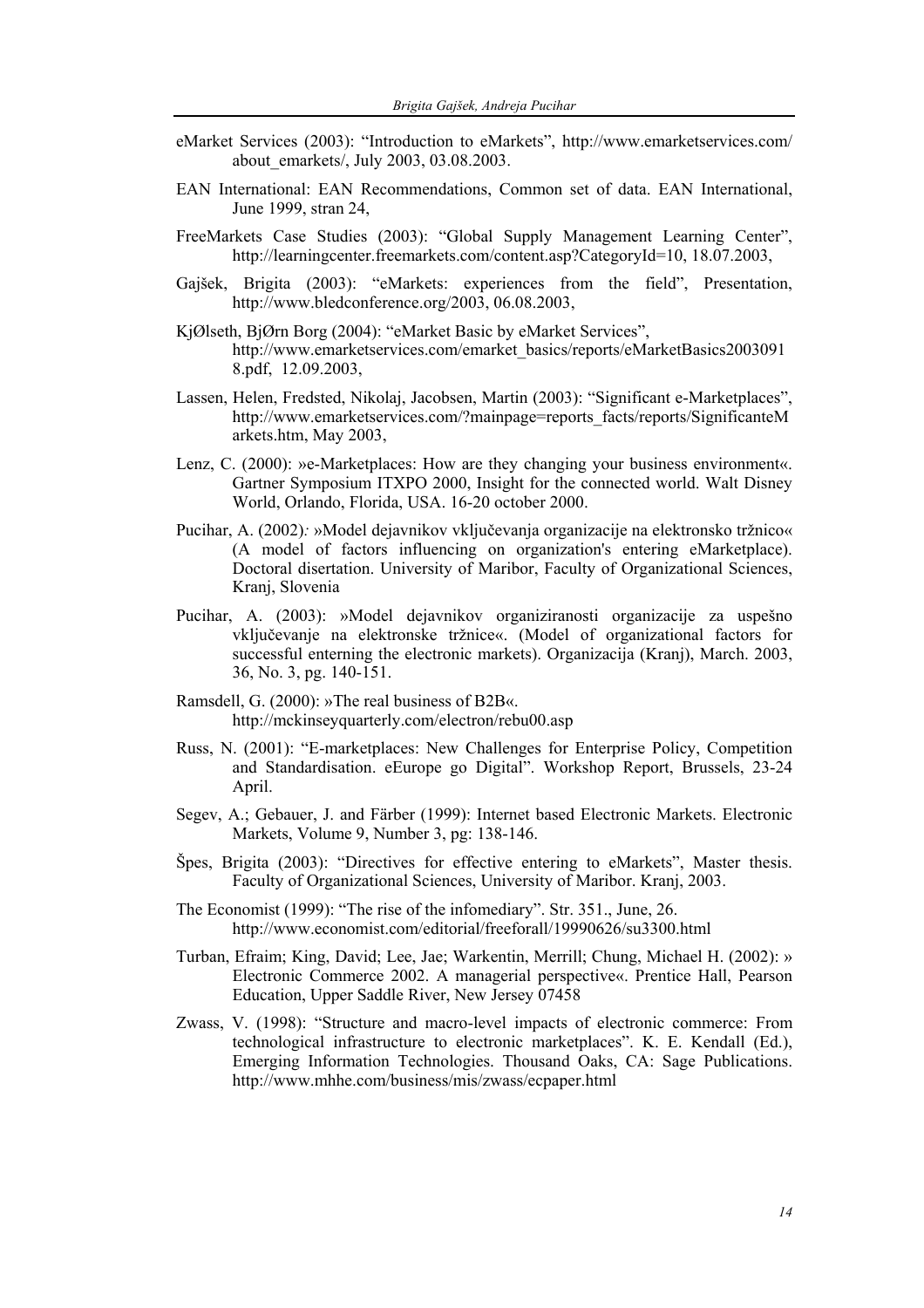eMarket Services (2003): "Introduction to eMarkets", http://www.emarketservices.com/about_emarkets/, July 2003, 03.08.2003.

EAN International: EAN Recommendations, Common set of data. EAN International, June 1999, stran 24,

FreeMarkets Case Studies (2003): "Global Supply Management Learning Center", http://learningcenter.freemarkets.com/content.asp?CategoryId=10, 18.07.2003,

Gajšek, Brigita (2003): "eMarkets: experiences from the field", Presentation, http://www.bledconference.org/2003, 06.08.2003,

KjØlseth, BjØrn Borg (2004): "eMarket Basic by eMarket Services", http://www.emarketservices.com/emarket_basics/reports/eMarketBasics20030918.pdf, 12.09.2003,

Lassen, Helen, Fredsted, Nikolaj, Jacobsen, Martin (2003): "Significant e-Marketplaces", http://www.emarketservices.com/?mainpage=reports_facts/reports/SignificanteMarkets.htm, May 2003,

Lenz, C. (2000): »e-Marketplaces: How are they changing your business environment«. Gartner Symposium ITXPO 2000, Insight for the connected world. Walt Disney World, Orlando, Florida, USA. 16-20 october 2000.

Pucihar, A. (2002): »Model dejavnikov vključevanja organizacije na elektronsko tržnico« (A model of factors influencing on organization's entering eMarketplace). Doctoral disertation. University of Maribor, Faculty of Organizational Sciences, Kranj, Slovenia

Pucihar, A. (2003): »Model dejavnikov organiziranosti organizacije za uspešno vključevanje na elektronske tržnice«. (Model of organizational factors for successful enterning the electronic markets). Organizacija (Kranj), March. 2003, 36, No. 3, pg. 140-151.

Ramsdell, G. (2000): »The real business of B2B«. http://mckinseyquarterly.com/electron/rebu00.asp

Russ, N. (2001): "E-marketplaces: New Challenges for Enterprise Policy, Competition and Standardisation. eEurope go Digital". Workshop Report, Brussels, 23-24 April.

Segev, A.; Gebauer, J. and Färber (1999): Internet based Electronic Markets. Electronic Markets, Volume 9, Number 3, pg: 138-146.

Špes, Brigita (2003): "Directives for effective entering to eMarkets", Master thesis. Faculty of Organizational Sciences, University of Maribor. Kranj, 2003.

The Economist (1999): "The rise of the infomediary". Str. 351., June, 26. http://www.economist.com/editorial/freeforall/19990626/su3300.html

Turban, Efraim; King, David; Lee, Jae; Warkentin, Merrill; Chung, Michael H. (2002): » Electronic Commerce 2002. A managerial perspective«. Prentice Hall, Pearson Education, Upper Saddle River, New Jersey 07458

Zwass, V. (1998): "Structure and macro-level impacts of electronic commerce: From technological infrastructure to electronic marketplaces". K. E. Kendall (Ed.), Emerging Information Technologies. Thousand Oaks, CA: Sage Publications. http://www.mhhe.com/business/mis/zwass/ecpaper.html